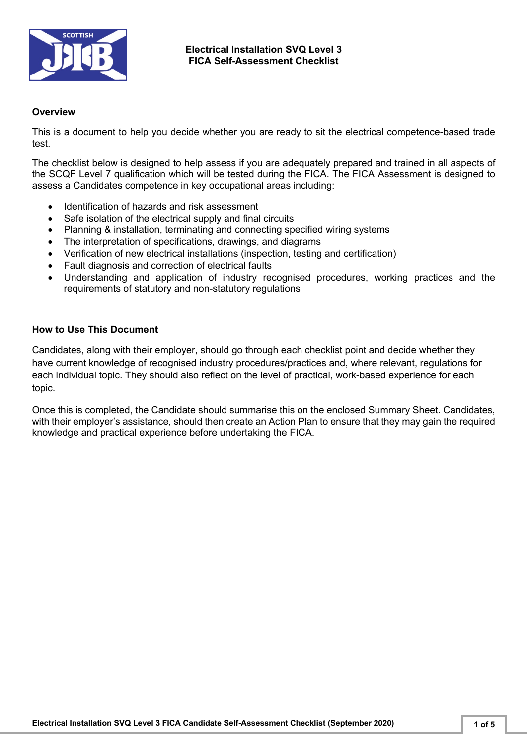# Electrical Installation SVQ Level 3
# FICA Self-Assessment Checklist

### Overview

This is a document to help you decide whether you are ready to sit the electrical competence-based trade test.

The checklist below is designed to help assess if you are adequately prepared and trained in all aspects of the SCQF Level 7 qualification which will be tested during the FICA. The FICA Assessment is designed to assess a Candidates competence in key occupational areas including:

- Identification of hazards and risk assessment
- Safe isolation of the electrical supply and final circuits
- Planning & installation, terminating and connecting specified wiring systems
- The interpretation of specifications, drawings, and diagrams
- Verification of new electrical installations (inspection, testing and certification)
- Fault diagnosis and correction of electrical faults
- Understanding and application of industry recognised procedures, working practices and the requirements of statutory and non-statutory regulations

### How to Use This Document

Candidates, along with their employer, should go through each checklist point and decide whether they have current knowledge of recognised industry procedures/practices and, where relevant, regulations for each individual topic. They should also reflect on the level of practical, work-based experience for each topic.

Once this is completed, the Candidate should summarise this on the enclosed Summary Sheet. Candidates, with their employer's assistance, should then create an Action Plan to ensure that they may gain the required knowledge and practical experience before undertaking the FICA.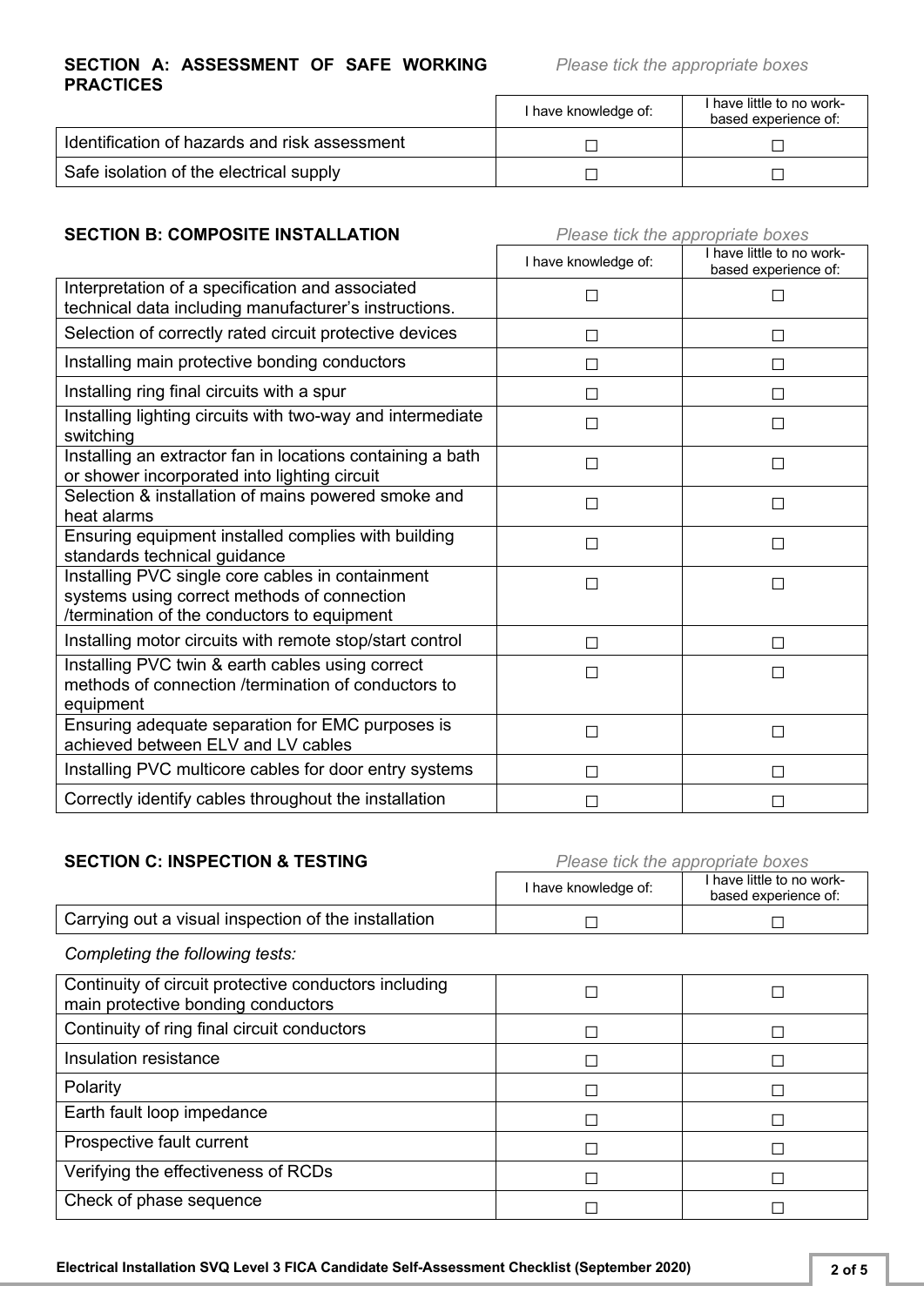**SECTION A: ASSESSMENT OF SAFE WORKING PRACTICES**

*Please tick the appropriate boxes*

| | I have knowledge of: | I have little to no work-based experience of: |
|---|---|---|
| Identification of hazards and risk assessment | ☐ | ☐ |
| Safe isolation of the electrical supply | ☐ | ☐ |

**SECTION B: COMPOSITE INSTALLATION**

*Please tick the appropriate boxes*

| | I have knowledge of: | I have little to no work-based experience of: |
|---|---|---|
| Interpretation of a specification and associated technical data including manufacturer's instructions. | ☐ | ☐ |
| Selection of correctly rated circuit protective devices | ☐ | ☐ |
| Installing main protective bonding conductors | ☐ | ☐ |
| Installing ring final circuits with a spur | ☐ | ☐ |
| Installing lighting circuits with two-way and intermediate switching | ☐ | ☐ |
| Installing an extractor fan in locations containing a bath or shower incorporated into lighting circuit | ☐ | ☐ |
| Selection & installation of mains powered smoke and heat alarms | ☐ | ☐ |
| Ensuring equipment installed complies with building standards technical guidance | ☐ | ☐ |
| Installing PVC single core cables in containment systems using correct methods of connection /termination of the conductors to equipment | ☐ | ☐ |
| Installing motor circuits with remote stop/start control | ☐ | ☐ |
| Installing PVC twin & earth cables using correct methods of connection /termination of conductors to equipment | ☐ | ☐ |
| Ensuring adequate separation for EMC purposes is achieved between ELV and LV cables | ☐ | ☐ |
| Installing PVC multicore cables for door entry systems | ☐ | ☐ |
| Correctly identify cables throughout the installation | ☐ | ☐ |

**SECTION C: INSPECTION & TESTING**

*Please tick the appropriate boxes*

| | I have knowledge of: | I have little to no work-based experience of: |
|---|---|---|
| Carrying out a visual inspection of the installation | ☐ | ☐ |

*Completing the following tests:*

| | I have knowledge of: | I have little to no work-based experience of: |
|---|---|---|
| Continuity of circuit protective conductors including main protective bonding conductors | ☐ | ☐ |
| Continuity of ring final circuit conductors | ☐ | ☐ |
| Insulation resistance | ☐ | ☐ |
| Polarity | ☐ | ☐ |
| Earth fault loop impedance | ☐ | ☐ |
| Prospective fault current | ☐ | ☐ |
| Verifying the effectiveness of RCDs | ☐ | ☐ |
| Check of phase sequence | ☐ | ☐ |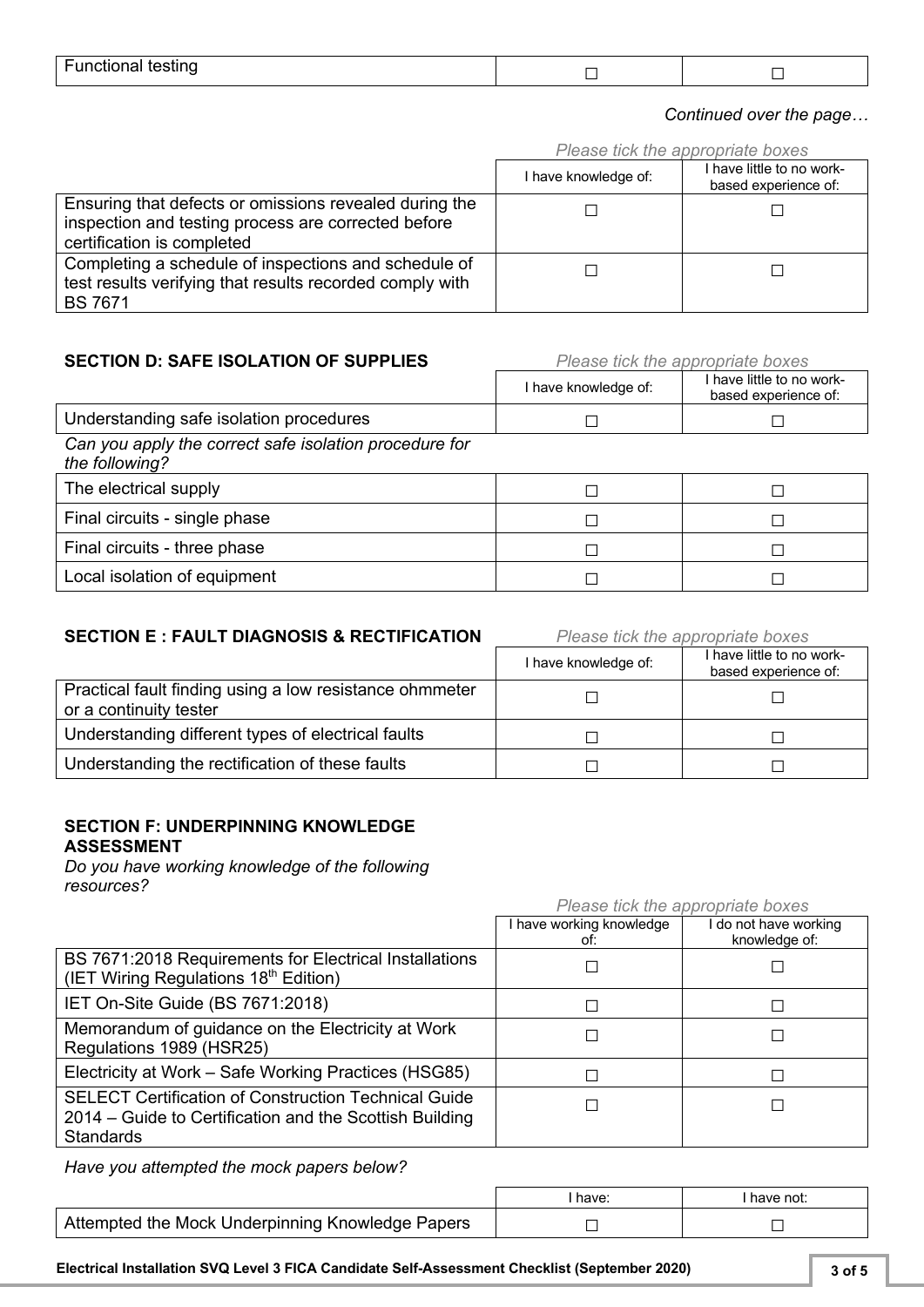| Functional testing | ☐ | ☐ |
|---|---|---|

*Continued over the page…*

*Please tick the appropriate boxes*

| | I have knowledge of: | I have little to no work-based experience of: |
|---|---|---|
| Ensuring that defects or omissions revealed during the inspection and testing process are corrected before certification is completed | ☐ | ☐ |
| Completing a schedule of inspections and schedule of test results verifying that results recorded comply with BS 7671 | ☐ | ☐ |

**SECTION D: SAFE ISOLATION OF SUPPLIES**

*Please tick the appropriate boxes*

| | I have knowledge of: | I have little to no work-based experience of: |
|---|---|---|
| Understanding safe isolation procedures | ☐ | ☐ |
| *Can you apply the correct safe isolation procedure for the following?* | | |
| The electrical supply | ☐ | ☐ |
| Final circuits - single phase | ☐ | ☐ |
| Final circuits - three phase | ☐ | ☐ |
| Local isolation of equipment | ☐ | ☐ |

**SECTION E : FAULT DIAGNOSIS & RECTIFICATION**

*Please tick the appropriate boxes*

| | I have knowledge of: | I have little to no work-based experience of: |
|---|---|---|
| Practical fault finding using a low resistance ohmmeter or a continuity tester | ☐ | ☐ |
| Understanding different types of electrical faults | ☐ | ☐ |
| Understanding the rectification of these faults | ☐ | ☐ |

**SECTION F: UNDERPINNING KNOWLEDGE ASSESSMENT**

*Do you have working knowledge of the following resources?*

*Please tick the appropriate boxes*

| | I have working knowledge of: | I do not have working knowledge of: |
|---|---|---|
| BS 7671:2018 Requirements for Electrical Installations (IET Wiring Regulations 18th Edition) | ☐ | ☐ |
| IET On-Site Guide (BS 7671:2018) | ☐ | ☐ |
| Memorandum of guidance on the Electricity at Work Regulations 1989 (HSR25) | ☐ | ☐ |
| Electricity at Work – Safe Working Practices (HSG85) | ☐ | ☐ |
| SELECT Certification of Construction Technical Guide 2014 – Guide to Certification and the Scottish Building Standards | ☐ | ☐ |

*Have you attempted the mock papers below?*

| | I have: | I have not: |
|---|---|---|
| Attempted the Mock Underpinning Knowledge Papers | ☐ | ☐ |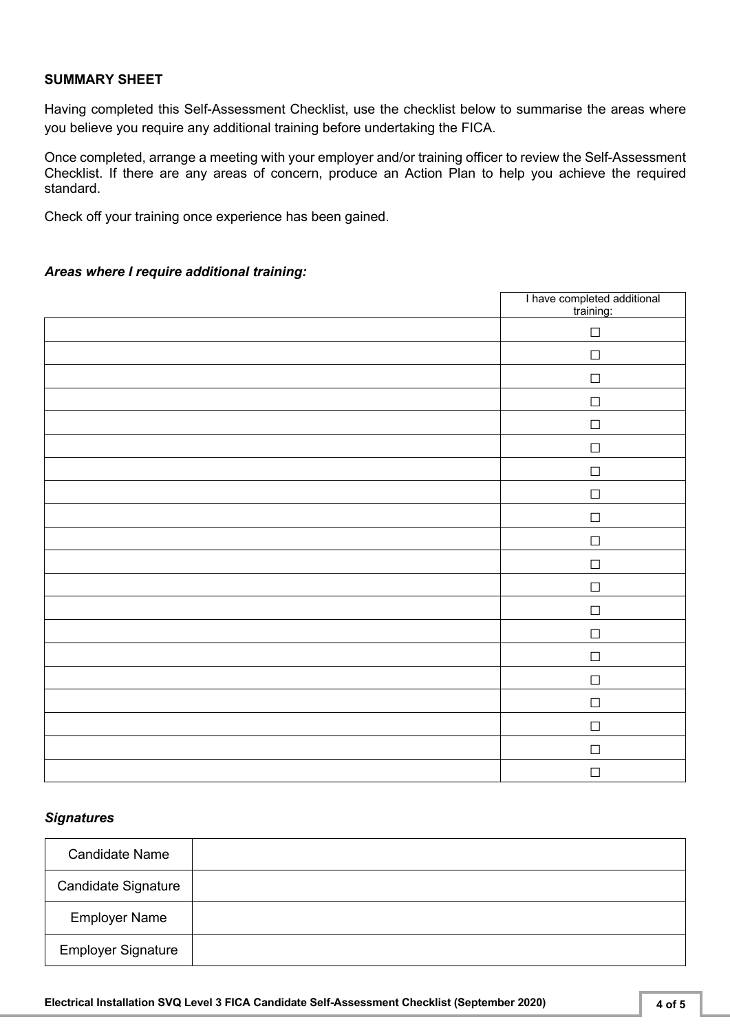**SUMMARY SHEET**

Having completed this Self-Assessment Checklist, use the checklist below to summarise the areas where you believe you require any additional training before undertaking the FICA.

Once completed, arrange a meeting with your employer and/or training officer to review the Self-Assessment Checklist. If there are any areas of concern, produce an Action Plan to help you achieve the required standard.

Check off your training once experience has been gained.

***Areas where I require additional training:***

| | I have completed additional training: |
|---|---|
| | ☐ |
| | ☐ |
| | ☐ |
| | ☐ |
| | ☐ |
| | ☐ |
| | ☐ |
| | ☐ |
| | ☐ |
| | ☐ |
| | ☐ |
| | ☐ |
| | ☐ |
| | ☐ |
| | ☐ |
| | ☐ |
| | ☐ |
| | ☐ |
| | ☐ |
| | ☐ |

***Signatures***

| | |
|---|---|
| Candidate Name | |
| Candidate Signature | |
| Employer Name | |
| Employer Signature | |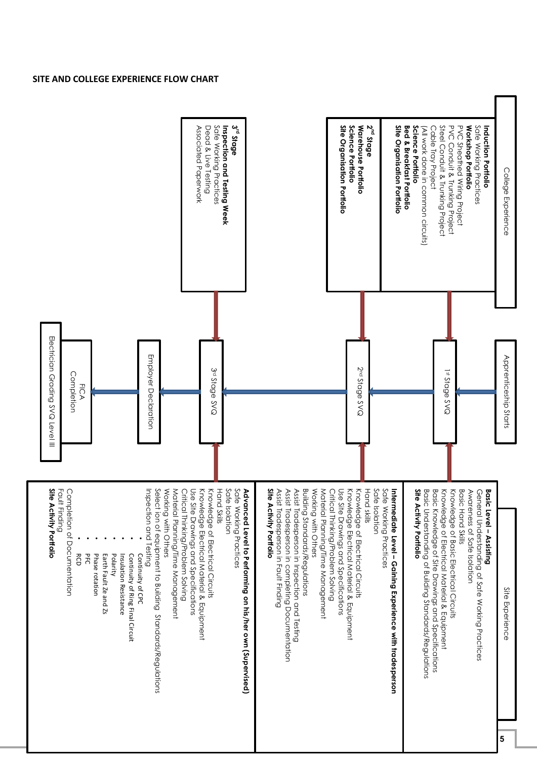## SITE AND COLLEGE EXPERIENCE FLOW CHART

### College Experience

**Induction Portfolio**
Safe Working Practices
**Workshop Portfolio**
PVC Sheathed Wiring Project
PVC Conduit & Trunking Project
Steel Conduit & Trunking Project
Cable Tray Project
(All work done in common circuits)
**Science Portfolio**
**Bed & Breakfast Portfolio**
**Site Organisation Portfolio**

**2nd Stage**
**Warehouse Portfolio**
**Science Portfolio**
**Site Organisation Portfolio**

**3rd Stage**
**Inspection and Testing Week**
Safe Working Practices
Dead & Live Testing
Associated Paperwork

### Apprenticeship Starts

1st Stage SVQ

2nd Stage SVQ

3rd Stage SVQ

Employer Declaration

FICA Completion

Electrician Grading SVQ Level III

### Site Experience

**Basic Level – Assisting**
General Understanding of Safe Working Practices
Awareness of Safe Isolation
Basic Hand Skills
Knowledge of Basic Electrical Circuits
Knowledge of Electrical Material & Equipment
Basic Knowledge of Site Drawings and Specifications
Basic Understanding of Building Standards/Regulations
**Site Activity Portfolio**

**Intermediate Level – Gaining Experience with tradesperson**
Safe Working Practices
Safe Isolation
Hand skills
Knowledge of Electrical Circuits
Knowledge Electrical Material & Equipment
Use Site Drawings and Specifications
Critical Thinking/Problem Solving
Material Planning/Time Management
Working with Others
Building Standards/Regulations
Assist Tradesperson in Inspection and Testing
Assist Tradesperson in completing Documentation
Assist Tradesperson in Fault Finding
**Site Activity Portfolio**

**Advanced Level to Performing on his/her own (Supervised)**
Safe Working Practices
Safe Isolation
Hand Skills
Knowledge of Electrical Circuits
Knowledge Electrical Material & Equipment
Use Site Drawings and Specifications
Critical Thinking/Problem Solving
Material Planning/Time Management
Working with Others
Selection of equipment to Building Standards/Regulations
Inspection and Testing
- Continuity of CPC
- Continuity of Ring Final Circuit
- Insulation Resistance
- Polarity
- Earth Fault Ze and Zs
- Phase rotation
- PFC
- RCD

Completion of Documentation
Fault Finding
**Site Activity Portfolio**